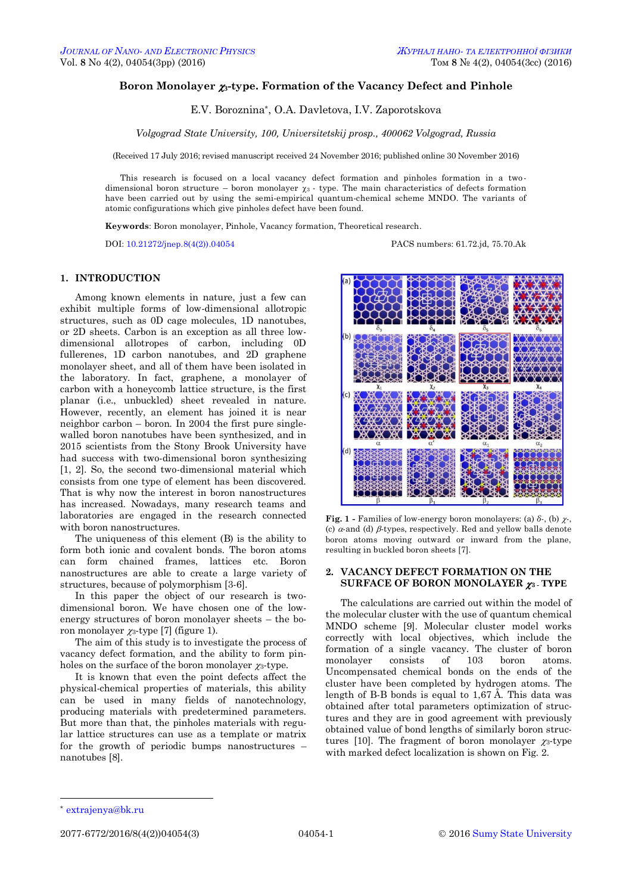# Boron Monolayer $\chi_3$-type. Formation of the Vacancy Defect and Pinhole

E.V. Boroznina*, O.A. Davletova, I.V. Zaporotskova

*Volgograd State University, 100, Universitetskij prosp., 400062 Volgograd, Russia*

(Received 17 July 2016; revised manuscript received 24 November 2016; published online 30 November 2016)

This research is focused on a local vacancy defect formation and pinholes formation in a two-dimensional boron structure – boron monolayer $\chi_3$ - type. The main characteristics of defects formation have been carried out by using the semi-empirical quantum-chemical scheme MNDO. The variants of atomic configurations which give pinholes defect have been found.

**Keywords**: Boron monolayer, Pinhole, Vacancy formation, Theoretical research.

DOI: 10.21272/jnep.8(4(2)).04054 PACS numbers: 61.72.jd, 75.70.Ak

## 1. INTRODUCTION

Among known elements in nature, just a few can exhibit multiple forms of low-dimensional allotropic structures, such as 0D cage molecules, 1D nanotubes, or 2D sheets. Carbon is an exception as all three low-dimensional allotropes of carbon, including 0D fullerenes, 1D carbon nanotubes, and 2D graphene monolayer sheet, and all of them have been isolated in the laboratory. In fact, graphene, a monolayer of carbon with a honeycomb lattice structure, is the first planar (i.e., unbuckled) sheet revealed in nature. However, recently, an element has joined it is near neighbor carbon – boron. In 2004 the first pure single-walled boron nanotubes have been synthesized, and in 2015 scientists from the Stony Brook University have had success with two-dimensional boron synthesizing [1, 2]. So, the second two-dimensional material which consists from one type of element has been discovered. That is why now the interest in boron nanostructures has increased. Nowadays, many research teams and laboratories are engaged in the research connected with boron nanostructures.

The uniqueness of this element (B) is the ability to form both ionic and covalent bonds. The boron atoms can form chained frames, lattices etc. Boron nanostructures are able to create a large variety of structures, because of polymorphism [3-6].

In this paper the object of our research is two-dimensional boron. We have chosen one of the low-energy structures of boron monolayer sheets – the boron monolayer $\chi_3$-type [7] (figure 1).

The aim of this study is to investigate the process of vacancy defect formation, and the ability to form pinholes on the surface of the boron monolayer $\chi_3$-type.

It is known that even the point defects affect the physical-chemical properties of materials, this ability can be used in many fields of nanotechnology, producing materials with predetermined parameters. But more than that, the pinholes materials with regular lattice structures can use as a template or matrix for the growth of periodic bumps nanostructures – nanotubes [8].

**Fig. 1 -** Families of low-energy boron monolayers: (a) $\delta$-, (b) $\chi$-, (c) $\alpha$-and (d) $\beta$-types, respectively. Red and yellow balls denote boron atoms moving outward or inward from the plane, resulting in buckled boron sheets [7].

## 2. VACANCY DEFECT FORMATION ON THE SURFACE OF BORON MONOLAYER $\chi_3$ - TYPE

The calculations are carried out within the model of the molecular cluster with the use of quantum chemical MNDO scheme [9]. Molecular cluster model works correctly with local objectives, which include the formation of a single vacancy. The cluster of boron monolayer consists of 103 boron atoms. Uncompensated chemical bonds on the ends of the cluster have been completed by hydrogen atoms. The length of B-B bonds is equal to 1,67 Å. This data was obtained after total parameters optimization of structures and they are in good agreement with previously obtained value of bond lengths of similarly boron structures [10]. The fragment of boron monolayer $\chi_3$-type with marked defect localization is shown on Fig. 2.

* extrajenya@bk.ru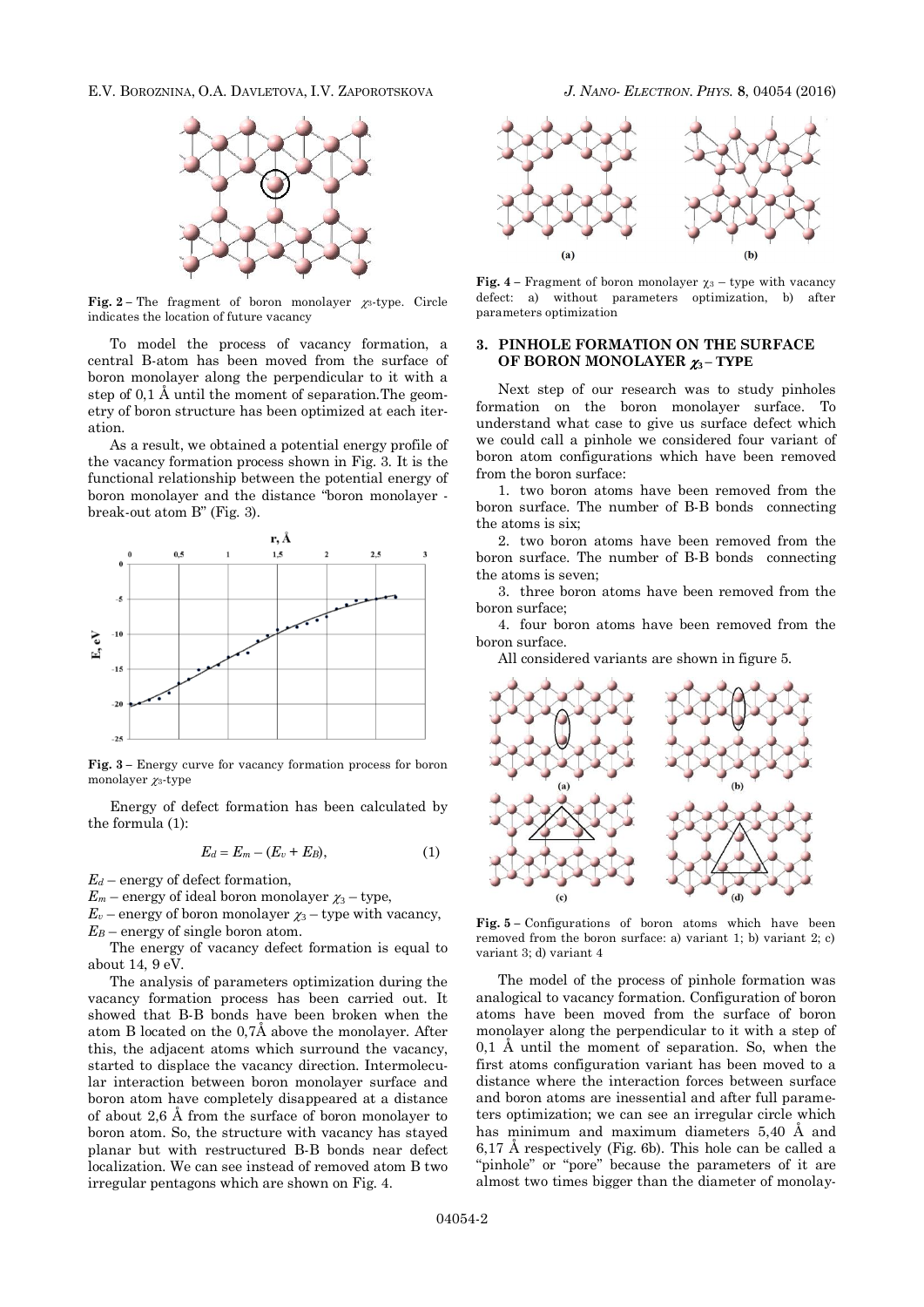**Fig. 2** – The fragment of boron monolayer $\chi_3$-type. Circle indicates the location of future vacancy

To model the process of vacancy formation, a central B-atom has been moved from the surface of boron monolayer along the perpendicular to it with a step of 0,1 Å until the moment of separation.The geometry of boron structure has been optimized at each iteration.

As a result, we obtained a potential energy profile of the vacancy formation process shown in Fig. 3. It is the functional relationship between the potential energy of boron monolayer and the distance "boron monolayer - break-out atom B" (Fig. 3).

**Fig. 3** – Energy curve for vacancy formation process for boron monolayer $\chi_3$-type

Energy of defect formation has been calculated by the formula (1):

$$E_d = E_m - (E_v + E_B), \tag{1}$$

$E_d$ – energy of defect formation,
$E_m$ – energy of ideal boron monolayer $\chi_3$ – type,
$E_v$ – energy of boron monolayer $\chi_3$ – type with vacancy,
$E_B$ – energy of single boron atom.

The energy of vacancy defect formation is equal to about 14, 9 eV.

The analysis of parameters optimization during the vacancy formation process has been carried out. It showed that B-B bonds have been broken when the atom B located on the 0,7Å above the monolayer. After this, the adjacent atoms which surround the vacancy, started to displace the vacancy direction. Intermolecular interaction between boron monolayer surface and boron atom have completely disappeared at a distance of about 2,6 Å from the surface of boron monolayer to boron atom. So, the structure with vacancy has stayed planar but with restructured B-B bonds near defect localization. We can see instead of removed atom B two irregular pentagons which are shown on Fig. 4.

**Fig. 4** – Fragment of boron monolayer $\chi_3$ – type with vacancy defect: a) without parameters optimization, b) after parameters optimization

## 3. PINHOLE FORMATION ON THE SURFACE OF BORON MONOLAYER $\chi_3$ – TYPE

Next step of our research was to study pinholes formation on the boron monolayer surface. To understand what case to give us surface defect which we could call a pinhole we considered four variant of boron atom configurations which have been removed from the boron surface:

1. two boron atoms have been removed from the boron surface. The number of B-B bonds connecting the atoms is six;
2. two boron atoms have been removed from the boron surface. The number of B-B bonds connecting the atoms is seven;
3. three boron atoms have been removed from the boron surface;
4. four boron atoms have been removed from the boron surface.

All considered variants are shown in figure 5.

**Fig. 5** – Configurations of boron atoms which have been removed from the boron surface: a) variant 1; b) variant 2; c) variant 3; d) variant 4

The model of the process of pinhole formation was analogical to vacancy formation. Configuration of boron atoms have been moved from the surface of boron monolayer along the perpendicular to it with a step of 0,1 Å until the moment of separation. So, when the first atoms configuration variant has been moved to a distance where the interaction forces between surface and boron atoms are inessential and after full parameters optimization; we can see an irregular circle which has minimum and maximum diameters 5,40 Å and 6,17 Å respectively (Fig. 6b). This hole can be called a "pinhole" or "pore" because the parameters of it are almost two times bigger than the diameter of monolay-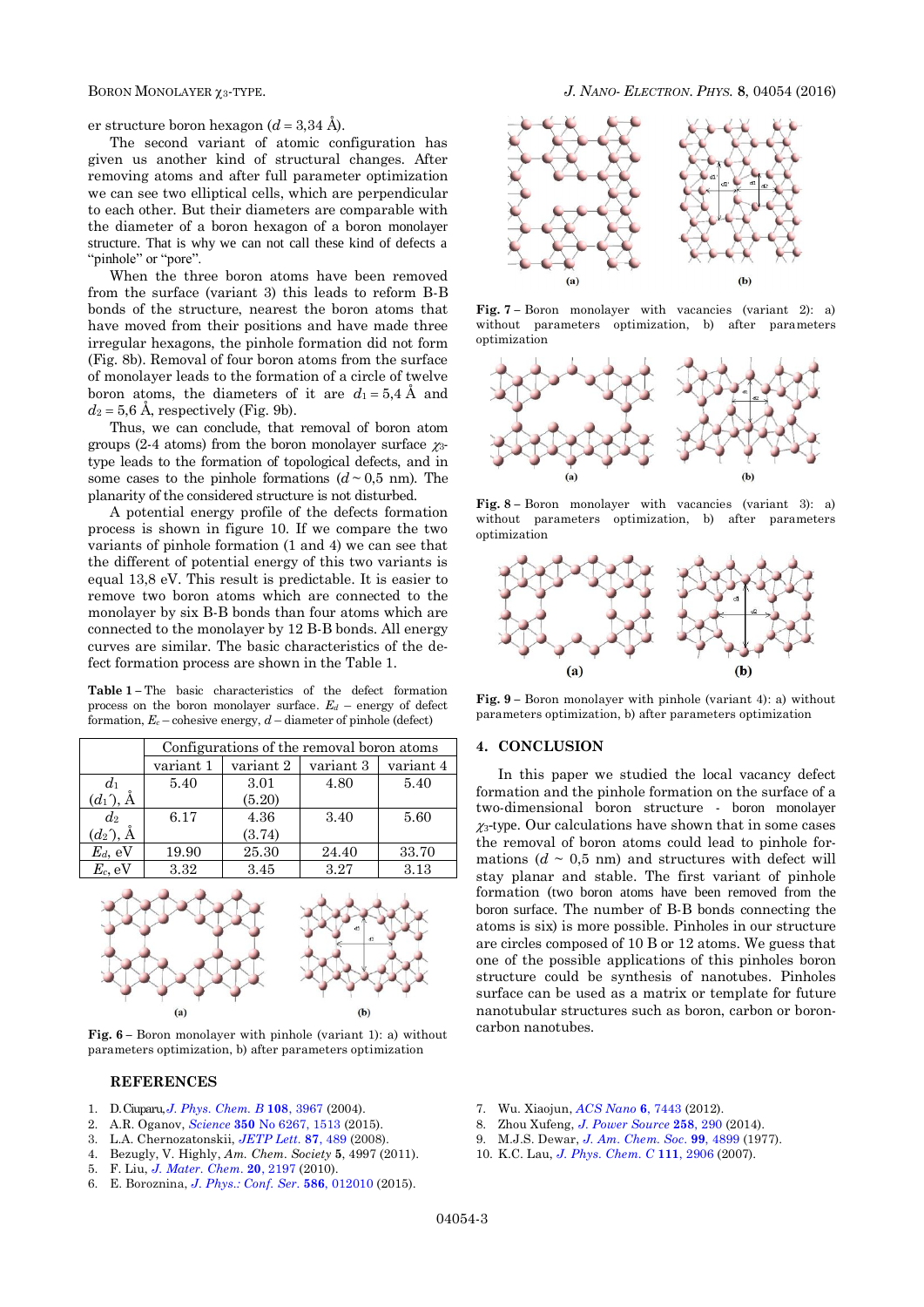er structure boron hexagon ($d = 3{,}34$ Å).

The second variant of atomic configuration has given us another kind of structural changes. After removing atoms and after full parameter optimization we can see two elliptical cells, which are perpendicular to each other. But their diameters are comparable with the diameter of a boron hexagon of a boron monolayer structure. That is why we can not call these kind of defects a "pinhole" or "pore".

When the three boron atoms have been removed from the surface (variant 3) this leads to reform B-B bonds of the structure, nearest the boron atoms that have moved from their positions and have made three irregular hexagons, the pinhole formation did not form (Fig. 8b). Removal of four boron atoms from the surface of monolayer leads to the formation of a circle of twelve boron atoms, the diameters of it are $d_1 = 5{,}4$ Å and $d_2 = 5{,}6$ Å, respectively (Fig. 9b).

Thus, we can conclude, that removal of boron atom groups (2-4 atoms) from the boron monolayer surface $\chi_3$-type leads to the formation of topological defects, and in some cases to the pinhole formations ($d \sim 0{,}5$ nm). The planarity of the considered structure is not disturbed.

A potential energy profile of the defects formation process is shown in figure 10. If we compare the two variants of pinhole formation (1 and 4) we can see that the different of potential energy of this two variants is equal 13,8 eV. This result is predictable. It is easier to remove two boron atoms which are connected to the monolayer by six B-B bonds than four atoms which are connected to the monolayer by 12 B-B bonds. All energy curves are similar. The basic characteristics of the defect formation process are shown in the Table 1.

**Table 1** – The basic characteristics of the defect formation process on the boron monolayer surface. $E_d$ – energy of defect formation, $E_c$ – cohesive energy, $d$ – diameter of pinhole (defect)

| | Configurations of the removal boron atoms | | | |
|---|---|---|---|---|
| | variant 1 | variant 2 | variant 3 | variant 4 |
| $d_1$ ($d_1'$), Å | 5.40 | 3.01 (5.20) | 4.80 | 5.40 |
| $d_2$ ($d_2'$), Å | 6.17 | 4.36 (3.74) | 3.40 | 5.60 |
| $E_d$, eV | 19.90 | 25.30 | 24.40 | 33.70 |
| $E_c$, eV | 3.32 | 3.45 | 3.27 | 3.13 |

**Fig. 6** – Boron monolayer with pinhole (variant 1): a) without parameters optimization, b) after parameters optimization

**Fig. 7** – Boron monolayer with vacancies (variant 2): a) without parameters optimization, b) after parameters optimization

**Fig. 8** – Boron monolayer with vacancies (variant 3): a) without parameters optimization, b) after parameters optimization

**Fig. 9** – Boron monolayer with pinhole (variant 4): a) without parameters optimization, b) after parameters optimization

## 4. CONCLUSION

In this paper we studied the local vacancy defect formation and the pinhole formation on the surface of a two-dimensional boron structure - boron monolayer $\chi_3$-type. Our calculations have shown that in some cases the removal of boron atoms could lead to pinhole formations ($d \sim 0{,}5$ nm) and structures with defect will stay planar and stable. The first variant of pinhole formation (two boron atoms have been removed from the boron surface. The number of B-B bonds connecting the atoms is six) is more possible. Pinholes in our structure are circles composed of 10 B or 12 atoms. We guess that one of the possible applications of this pinholes boron structure could be synthesis of nanotubes. Pinholes surface can be used as a matrix or template for future nanotubular structures such as boron, carbon or boron-carbon nanotubes.

## REFERENCES

1. D.Ciuparu, *J. Phys. Chem. B* **108**, 3967 (2004).
2. A.R. Oganov, *Science* **350** No 6267, 1513 (2015).
3. L.A. Chernozatonskii, *JETP Lett.* **87**, 489 (2008).
4. Bezugly, V. Highly, *Am. Chem. Society* **5**, 4997 (2011).
5. F. Liu, *J. Mater. Chem.* **20**, 2197 (2010).
6. E. Boroznina, *J. Phys.: Conf. Ser.* **586**, 012010 (2015).
7. Wu. Xiaojun, *ACS Nano* **6**, 7443 (2012).
8. Zhou Xufeng, *J. Power Source* **258**, 290 (2014).
9. M.J.S. Dewar, *J. Am. Chem. Soc.* **99**, 4899 (1977).
10. K.C. Lau, *J. Phys. Chem. C* **111**, 2906 (2007).